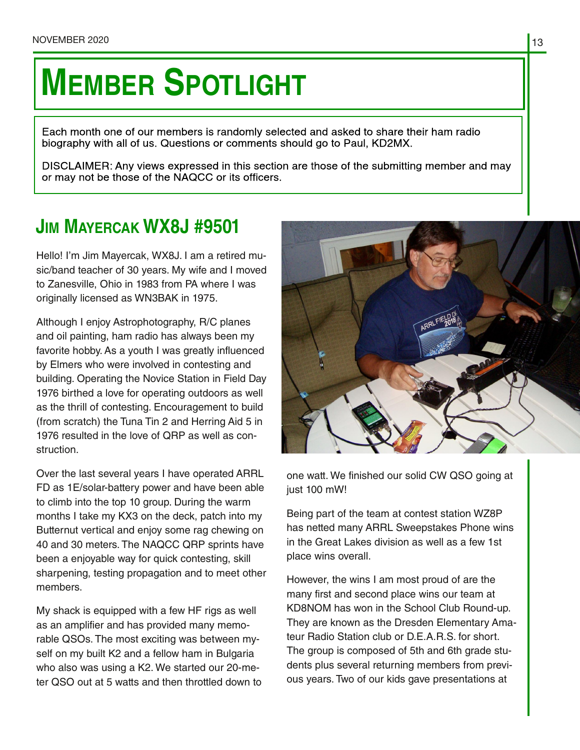# MEMBER SPOTLIGHT

Each month one of our members is randomly selected and asked to share their ham radio biography with all of us. Questions or comments should go to Paul, KD2MX.

DISCLAIMER: Any views expressed in this section are those of the submitting member and may or may not be those of the NAQCC or its officers.

## JIM MAYERCAK WX8J #9501

Hello! I'm Jim Mayercak, WX8J. I am a retired music/band teacher of 30 years. My wife and I moved to Zanesville, Ohio in 1983 from PA where I was originally licensed as WN3BAK in 1975.

Although I enjoy Astrophotography, R/C planes and oil painting, ham radio has always been my favorite hobby. As a youth I was greatly influenced by Elmers who were involved in contesting and building. Operating the Novice Station in Field Day 1976 birthed a love for operating outdoors as well as the thrill of contesting. Encouragement to build (from scratch) the Tuna Tin 2 and Herring Aid 5 in 1976 resulted in the love of QRP as well as construction.

Over the last several years I have operated ARRL FD as 1E/solar-battery power and have been able to climb into the top 10 group. During the warm months I take my KX3 on the deck, patch into my Butternut vertical and enjoy some rag chewing on 40 and 30 meters. The NAQCC QRP sprints have been a enjoyable way for quick contesting, skill sharpening, testing propagation and to meet other members.

My shack is equipped with a few HF rigs as well as an amplifier and has provided many memorable QSOs. The most exciting was between myself on my built K2 and a fellow ham in Bulgaria who also was using a K2. We started our 20-meter QSO out at 5 watts and then throttled down to one watt. We finished our solid CW QSO going at just 100 mW!

Being part of the team at contest station WZ8P has netted many ARRL Sweepstakes Phone wins in the Great Lakes division as well as a few 1st place wins overall.

However, the wins I am most proud of are the many first and second place wins our team at KD8NOM has won in the School Club Round-up. They are known as the Dresden Elementary Amateur Radio Station club or D.E.A.R.S. for short. The group is composed of 5th and 6th grade students plus several returning members from previous years. Two of our kids gave presentations at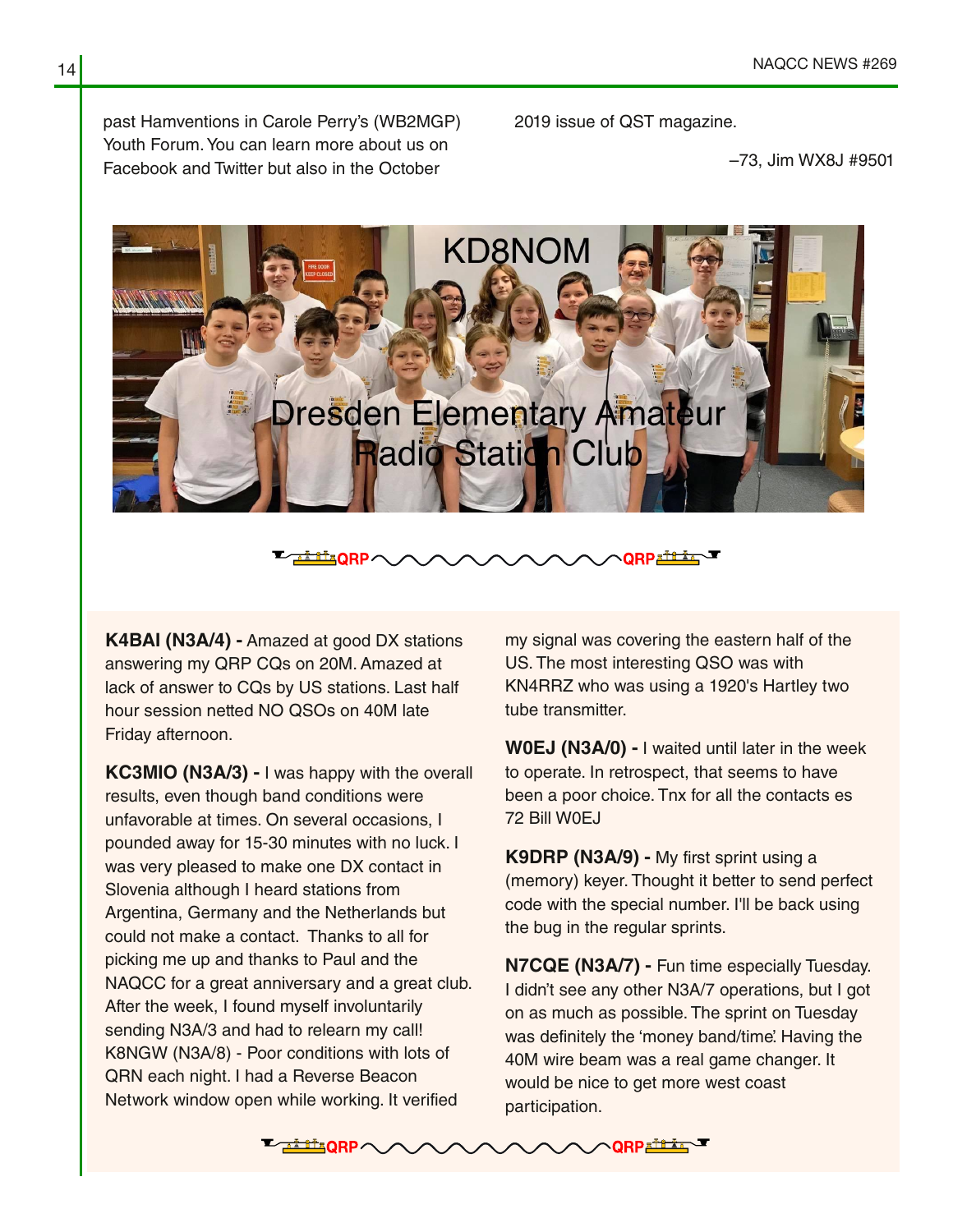past Hamventions in Carole Perry's (WB2MGP) Youth Forum. You can learn more about us on Facebook and Twitter but also in the October 2019 issue of QST magazine.

–73, Jim WX8J #9501

**K4BAI (N3A/4) -** Amazed at good DX stations answering my QRP CQs on 20M. Amazed at lack of answer to CQs by US stations. Last half hour session netted NO QSOs on 40M late Friday afternoon.

**KC3MIO (N3A/3) -** I was happy with the overall results, even though band conditions were unfavorable at times. On several occasions, I pounded away for 15-30 minutes with no luck. I was very pleased to make one DX contact in Slovenia although I heard stations from Argentina, Germany and the Netherlands but could not make a contact. Thanks to all for picking me up and thanks to Paul and the NAQCC for a great anniversary and a great club. After the week, I found myself involuntarily sending N3A/3 and had to relearn my call! K8NGW (N3A/8) - Poor conditions with lots of QRN each night. I had a Reverse Beacon Network window open while working. It verified my signal was covering the eastern half of the US. The most interesting QSO was with KN4RRZ who was using a 1920's Hartley two tube transmitter.

**W0EJ (N3A/0) -** I waited until later in the week to operate. In retrospect, that seems to have been a poor choice. Tnx for all the contacts es 72 Bill W0EJ

**K9DRP (N3A/9) -** My first sprint using a (memory) keyer. Thought it better to send perfect code with the special number. I'll be back using the bug in the regular sprints.

**N7CQE (N3A/7) -** Fun time especially Tuesday. I didn't see any other N3A/7 operations, but I got on as much as possible. The sprint on Tuesday was definitely the 'money band/time'. Having the 40M wire beam was a real game changer. It would be nice to get more west coast participation.